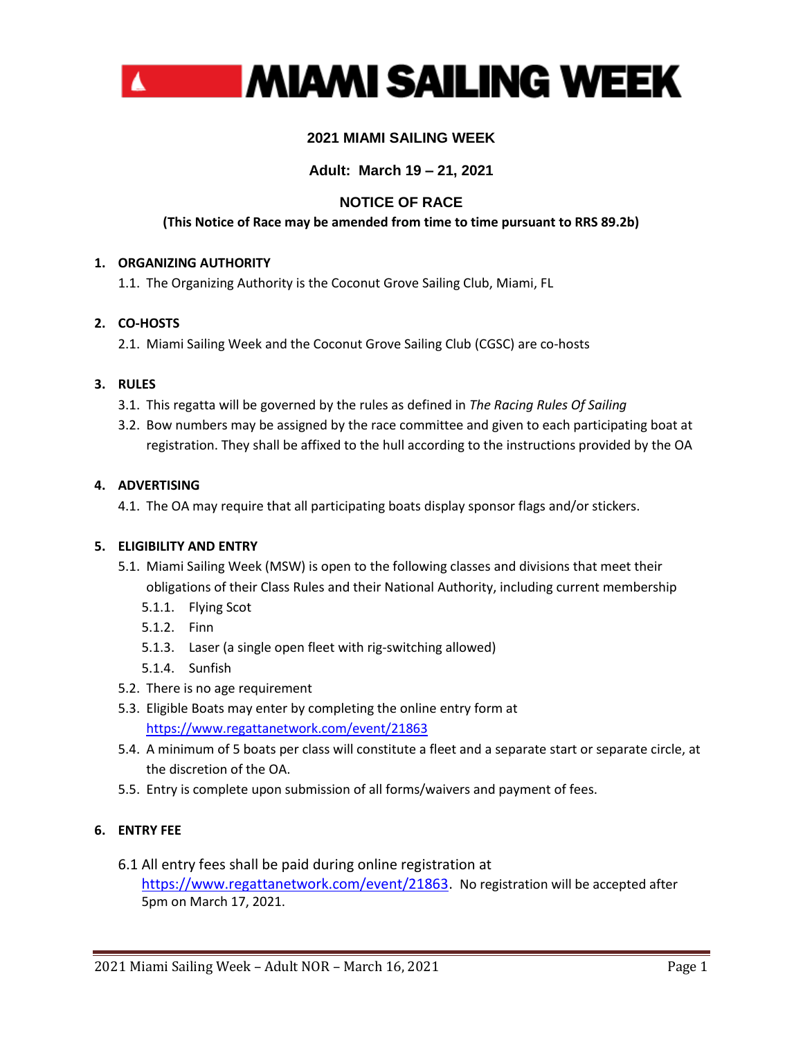# MIAMI SAILING WEEK

## 2021 MIAMI SAILING WEEK

**Adult: March 19 – 21, 2021**

## NOTICE OF RACE

**(This Notice of Race may be amended from time to time pursuant to RRS 89.2b)**

### 1. ORGANIZING AUTHORITY

1.1. The Organizing Authority is the Coconut Grove Sailing Club, Miami, FL

### 2. CO-HOSTS

2.1. Miami Sailing Week and the Coconut Grove Sailing Club (CGSC) are co-hosts

### 3. RULES

3.1. This regatta will be governed by the rules as defined in *The Racing Rules Of Sailing*

3.2. Bow numbers may be assigned by the race committee and given to each participating boat at registration. They shall be affixed to the hull according to the instructions provided by the OA

### 4. ADVERTISING

4.1. The OA may require that all participating boats display sponsor flags and/or stickers.

### 5. ELIGIBILITY AND ENTRY

5.1. Miami Sailing Week (MSW) is open to the following classes and divisions that meet their obligations of their Class Rules and their National Authority, including current membership

- 5.1.1. Flying Scot
- 5.1.2. Finn
- 5.1.3. Laser (a single open fleet with rig-switching allowed)
- 5.1.4. Sunfish

5.2. There is no age requirement

5.3. Eligible Boats may enter by completing the online entry form at https://www.regattanetwork.com/event/21863

5.4. A minimum of 5 boats per class will constitute a fleet and a separate start or separate circle, at the discretion of the OA.

5.5. Entry is complete upon submission of all forms/waivers and payment of fees.

### 6. ENTRY FEE

6.1 All entry fees shall be paid during online registration at https://www.regattanetwork.com/event/21863. No registration will be accepted after 5pm on March 17, 2021.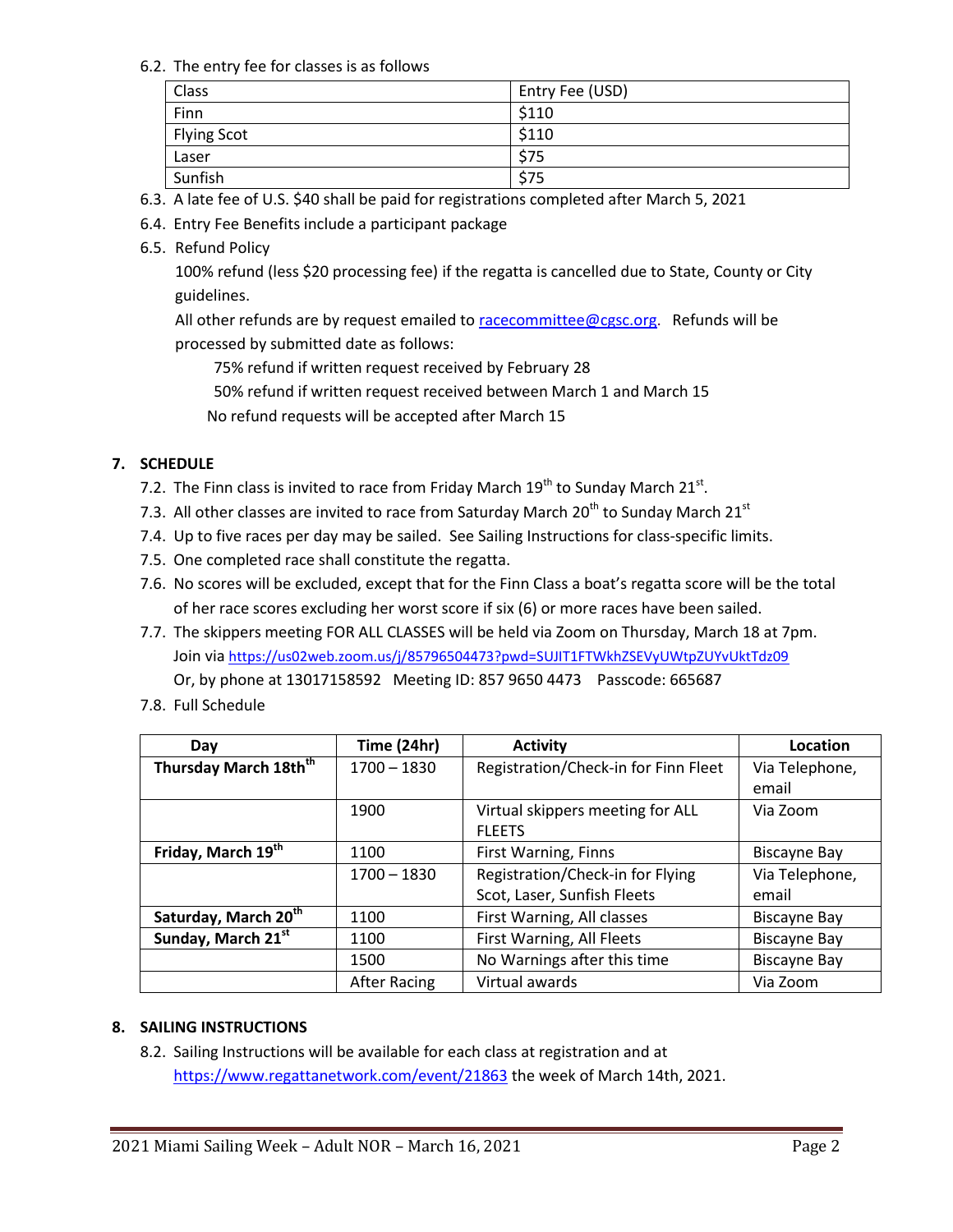6.2. The entry fee for classes is as follows

| Class | Entry Fee (USD) |
|---|---|
| Finn | $110 |
| Flying Scot | $110 |
| Laser | $75 |
| Sunfish | $75 |

6.3. A late fee of U.S. $40 shall be paid for registrations completed after March 5, 2021

6.4. Entry Fee Benefits include a participant package

6.5. Refund Policy

100% refund (less $20 processing fee) if the regatta is cancelled due to State, County or City guidelines.

All other refunds are by request emailed to racecommittee@cgsc.org. Refunds will be processed by submitted date as follows:

75% refund if written request received by February 28

50% refund if written request received between March 1 and March 15

No refund requests will be accepted after March 15

## 7. SCHEDULE

7.2. The Finn class is invited to race from Friday March 19th to Sunday March 21st.

7.3. All other classes are invited to race from Saturday March 20th to Sunday March 21st

7.4. Up to five races per day may be sailed. See Sailing Instructions for class-specific limits.

7.5. One completed race shall constitute the regatta.

7.6. No scores will be excluded, except that for the Finn Class a boat's regatta score will be the total of her race scores excluding her worst score if six (6) or more races have been sailed.

7.7. The skippers meeting FOR ALL CLASSES will be held via Zoom on Thursday, March 18 at 7pm. Join via https://us02web.zoom.us/j/85796504473?pwd=SUJIT1FTWkhZSEVyUWtpZUYvUktTdz09 Or, by phone at 13017158592 Meeting ID: 857 9650 4473 Passcode: 665687

7.8. Full Schedule

| Day | Time (24hr) | Activity | Location |
|---|---|---|---|
| **Thursday March 18th** | 1700 – 1830 | Registration/Check-in for Finn Fleet | Via Telephone, email |
| | 1900 | Virtual skippers meeting for ALL FLEETS | Via Zoom |
| **Friday, March 19th** | 1100 | First Warning, Finns | Biscayne Bay |
| | 1700 – 1830 | Registration/Check-in for Flying Scot, Laser, Sunfish Fleets | Via Telephone, email |
| **Saturday, March 20th** | 1100 | First Warning, All classes | Biscayne Bay |
| **Sunday, March 21st** | 1100 | First Warning, All Fleets | Biscayne Bay |
| | 1500 | No Warnings after this time | Biscayne Bay |
| | After Racing | Virtual awards | Via Zoom |

## 8. SAILING INSTRUCTIONS

8.2. Sailing Instructions will be available for each class at registration and at https://www.regattanetwork.com/event/21863 the week of March 14th, 2021.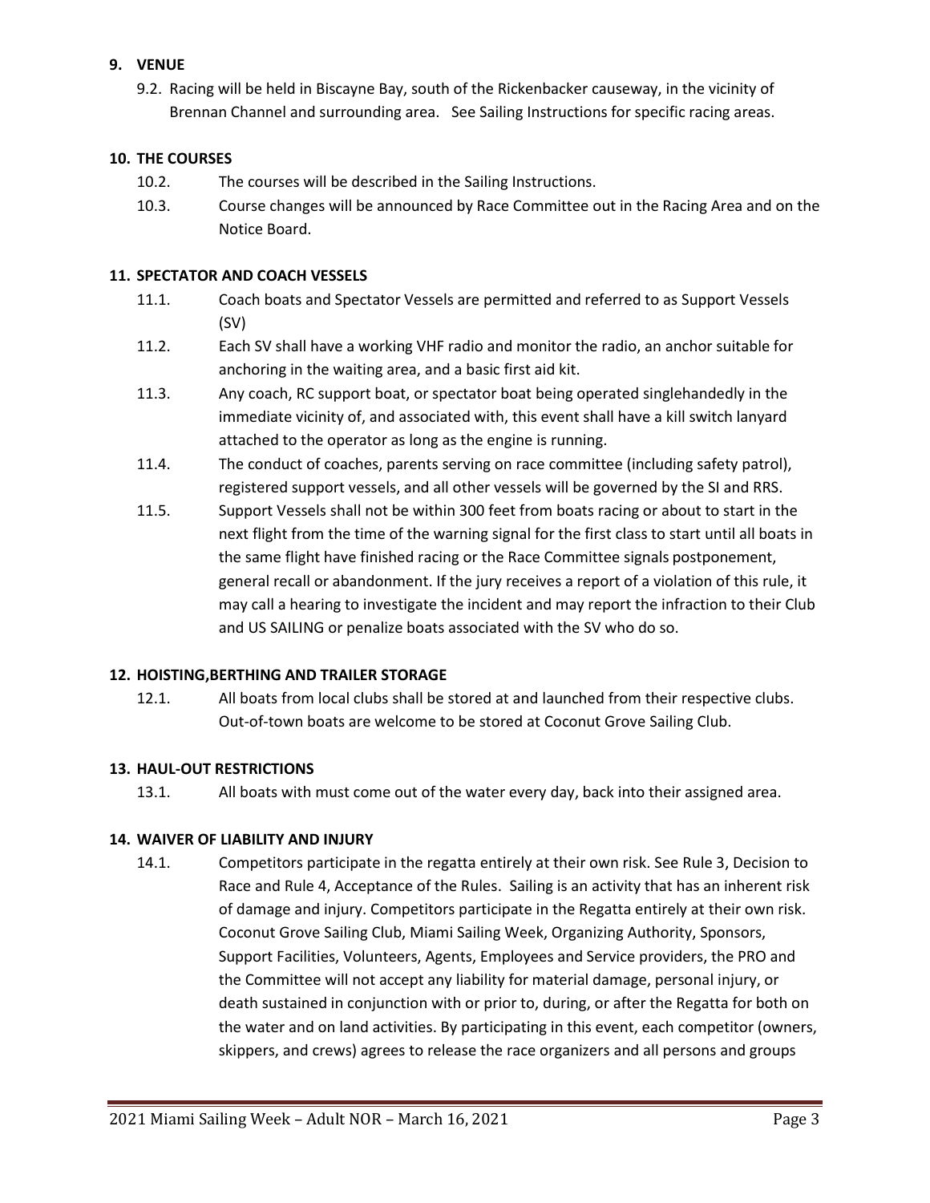## 9. VENUE

9.2. Racing will be held in Biscayne Bay, south of the Rickenbacker causeway, in the vicinity of Brennan Channel and surrounding area. See Sailing Instructions for specific racing areas.

## 10. THE COURSES

10.2. The courses will be described in the Sailing Instructions.

10.3. Course changes will be announced by Race Committee out in the Racing Area and on the Notice Board.

## 11. SPECTATOR AND COACH VESSELS

11.1. Coach boats and Spectator Vessels are permitted and referred to as Support Vessels (SV)

11.2. Each SV shall have a working VHF radio and monitor the radio, an anchor suitable for anchoring in the waiting area, and a basic first aid kit.

11.3. Any coach, RC support boat, or spectator boat being operated singlehandedly in the immediate vicinity of, and associated with, this event shall have a kill switch lanyard attached to the operator as long as the engine is running.

11.4. The conduct of coaches, parents serving on race committee (including safety patrol), registered support vessels, and all other vessels will be governed by the SI and RRS.

11.5. Support Vessels shall not be within 300 feet from boats racing or about to start in the next flight from the time of the warning signal for the first class to start until all boats in the same flight have finished racing or the Race Committee signals postponement, general recall or abandonment. If the jury receives a report of a violation of this rule, it may call a hearing to investigate the incident and may report the infraction to their Club and US SAILING or penalize boats associated with the SV who do so.

## 12. HOISTING,BERTHING AND TRAILER STORAGE

12.1. All boats from local clubs shall be stored at and launched from their respective clubs. Out-of-town boats are welcome to be stored at Coconut Grove Sailing Club.

## 13. HAUL-OUT RESTRICTIONS

13.1. All boats with must come out of the water every day, back into their assigned area.

## 14. WAIVER OF LIABILITY AND INJURY

14.1. Competitors participate in the regatta entirely at their own risk. See Rule 3, Decision to Race and Rule 4, Acceptance of the Rules. Sailing is an activity that has an inherent risk of damage and injury. Competitors participate in the Regatta entirely at their own risk. Coconut Grove Sailing Club, Miami Sailing Week, Organizing Authority, Sponsors, Support Facilities, Volunteers, Agents, Employees and Service providers, the PRO and the Committee will not accept any liability for material damage, personal injury, or death sustained in conjunction with or prior to, during, or after the Regatta for both on the water and on land activities. By participating in this event, each competitor (owners, skippers, and crews) agrees to release the race organizers and all persons and groups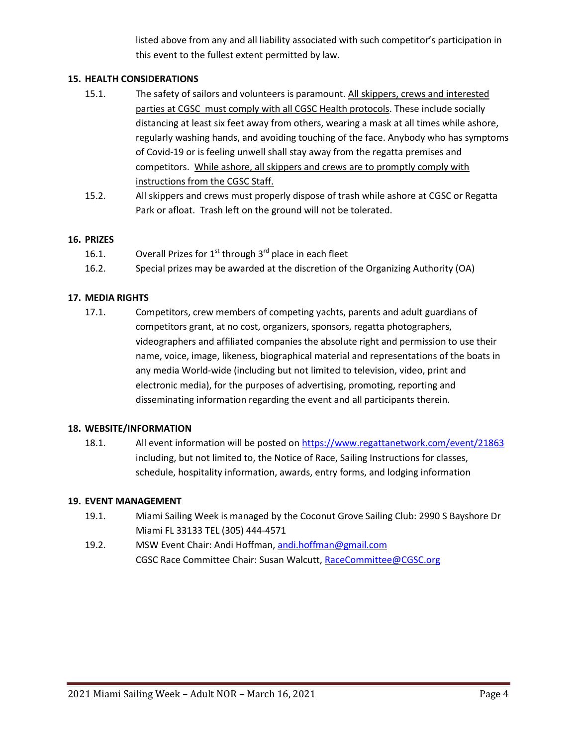listed above from any and all liability associated with such competitor's participation in this event to the fullest extent permitted by law.

**15. HEALTH CONSIDERATIONS**

15.1. The safety of sailors and volunteers is paramount. <u>All skippers, crews and interested parties at CGSC must comply with all CGSC Health protocols</u>. These include socially distancing at least six feet away from others, wearing a mask at all times while ashore, regularly washing hands, and avoiding touching of the face. Anybody who has symptoms of Covid-19 or is feeling unwell shall stay away from the regatta premises and competitors. <u>While ashore, all skippers and crews are to promptly comply with instructions from the CGSC Staff.</u>

15.2. All skippers and crews must properly dispose of trash while ashore at CGSC or Regatta Park or afloat. Trash left on the ground will not be tolerated.

**16. PRIZES**

16.1. Overall Prizes for 1st through 3rd place in each fleet

16.2. Special prizes may be awarded at the discretion of the Organizing Authority (OA)

**17. MEDIA RIGHTS**

17.1. Competitors, crew members of competing yachts, parents and adult guardians of competitors grant, at no cost, organizers, sponsors, regatta photographers, videographers and affiliated companies the absolute right and permission to use their name, voice, image, likeness, biographical material and representations of the boats in any media World-wide (including but not limited to television, video, print and electronic media), for the purposes of advertising, promoting, reporting and disseminating information regarding the event and all participants therein.

**18. WEBSITE/INFORMATION**

18.1. All event information will be posted on https://www.regattanetwork.com/event/21863 including, but not limited to, the Notice of Race, Sailing Instructions for classes, schedule, hospitality information, awards, entry forms, and lodging information

**19. EVENT MANAGEMENT**

19.1. Miami Sailing Week is managed by the Coconut Grove Sailing Club: 2990 S Bayshore Dr Miami FL 33133 TEL (305) 444-4571

19.2. MSW Event Chair: Andi Hoffman, andi.hoffman@gmail.com
CGSC Race Committee Chair: Susan Walcutt, RaceCommittee@CGSC.org